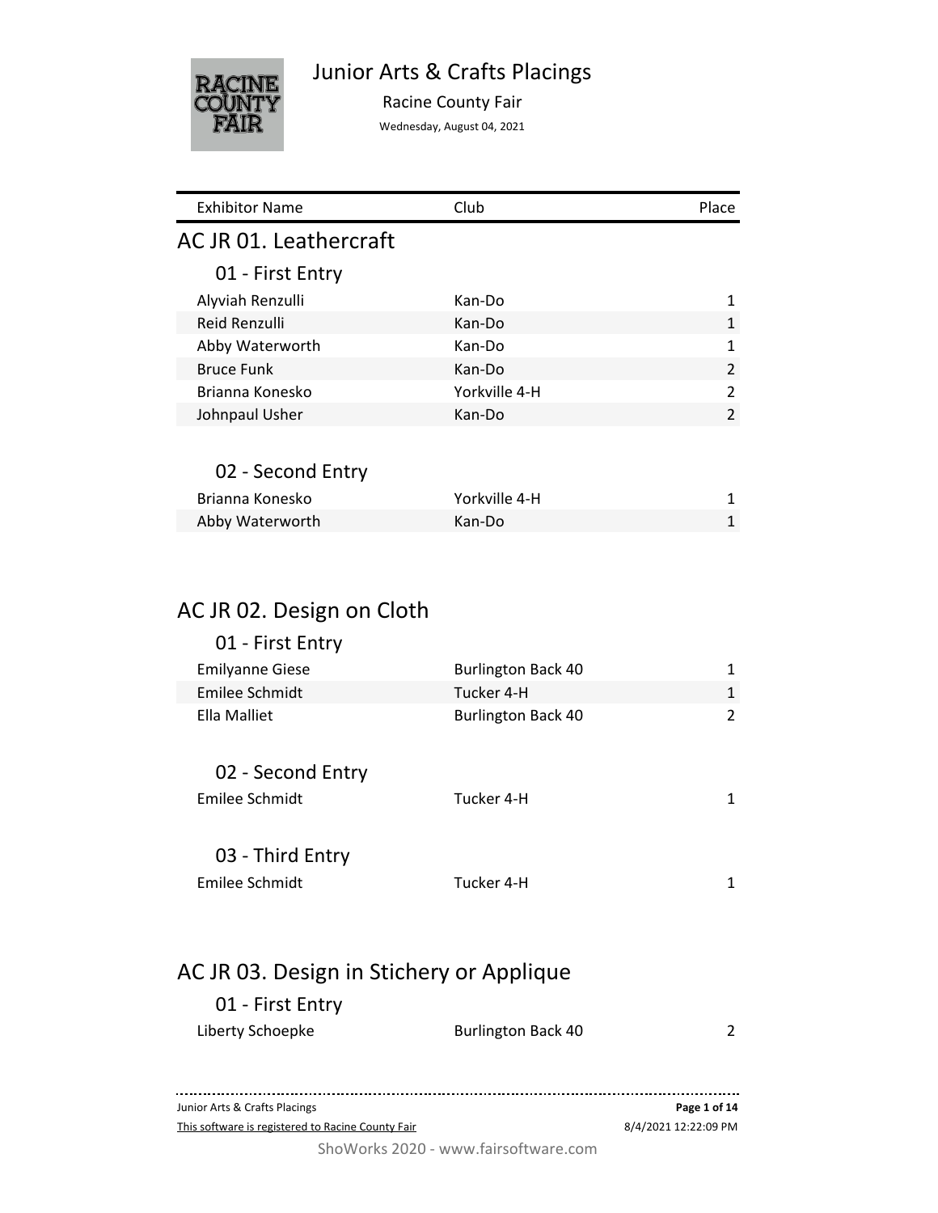# Junior Arts & Crafts Placings

Racine County Fair

Wednesday, August 04, 2021

| Exhibitor Name | Club | Place |
| --- | --- | --- |

## AC JR 01. Leathercraft

### 01 - First Entry

| Exhibitor Name | Club | Place |
| --- | --- | --- |
| Alyviah Renzulli | Kan-Do | 1 |
| Reid Renzulli | Kan-Do | 1 |
| Abby Waterworth | Kan-Do | 1 |
| Bruce Funk | Kan-Do | 2 |
| Brianna Konesko | Yorkville 4-H | 2 |
| Johnpaul Usher | Kan-Do | 2 |

### 02 - Second Entry

| Exhibitor Name | Club | Place |
| --- | --- | --- |
| Brianna Konesko | Yorkville 4-H | 1 |
| Abby Waterworth | Kan-Do | 1 |

## AC JR 02. Design on Cloth

### 01 - First Entry

| Exhibitor Name | Club | Place |
| --- | --- | --- |
| Emilyanne Giese | Burlington Back 40 | 1 |
| Emilee Schmidt | Tucker 4-H | 1 |
| Ella Malliet | Burlington Back 40 | 2 |

### 02 - Second Entry

| Exhibitor Name | Club | Place |
| --- | --- | --- |
| Emilee Schmidt | Tucker 4-H | 1 |

### 03 - Third Entry

| Exhibitor Name | Club | Place |
| --- | --- | --- |
| Emilee Schmidt | Tucker 4-H | 1 |

## AC JR 03. Design in Stichery or Applique

### 01 - First Entry

| Exhibitor Name | Club | Place |
| --- | --- | --- |
| Liberty Schoepke | Burlington Back 40 | 2 |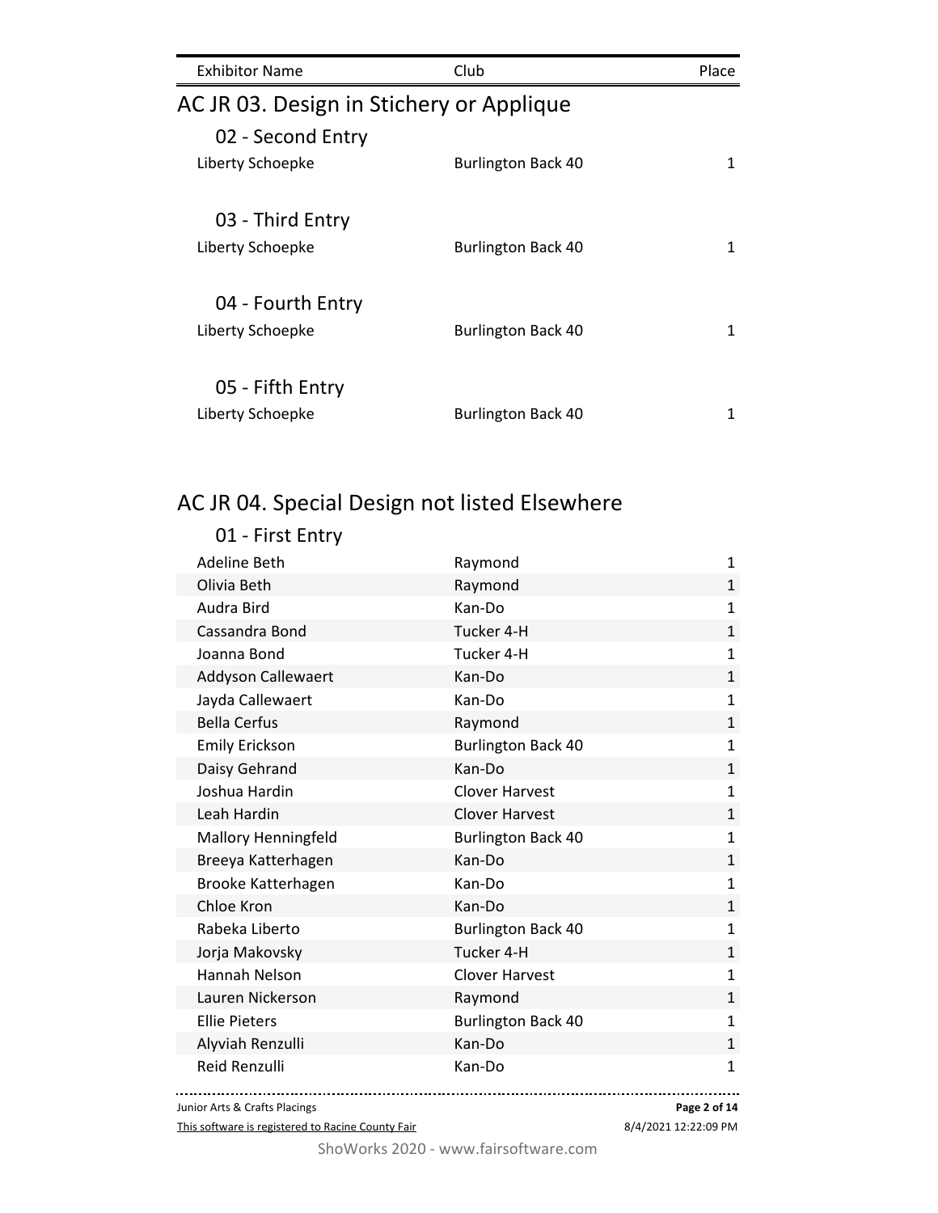| Exhibitor Name | Club | Place |
| --- | --- | --- |

## AC JR 03. Design in Stichery or Applique

### 02 - Second Entry

| Exhibitor Name | Club | Place |
| --- | --- | --- |
| Liberty Schoepke | Burlington Back 40 | 1 |

### 03 - Third Entry

| Exhibitor Name | Club | Place |
| --- | --- | --- |
| Liberty Schoepke | Burlington Back 40 | 1 |

### 04 - Fourth Entry

| Exhibitor Name | Club | Place |
| --- | --- | --- |
| Liberty Schoepke | Burlington Back 40 | 1 |

### 05 - Fifth Entry

| Exhibitor Name | Club | Place |
| --- | --- | --- |
| Liberty Schoepke | Burlington Back 40 | 1 |

## AC JR 04. Special Design not listed Elsewhere

### 01 - First Entry

| Exhibitor Name | Club | Place |
| --- | --- | --- |
| Adeline Beth | Raymond | 1 |
| Olivia Beth | Raymond | 1 |
| Audra Bird | Kan-Do | 1 |
| Cassandra Bond | Tucker 4-H | 1 |
| Joanna Bond | Tucker 4-H | 1 |
| Addyson Callewaert | Kan-Do | 1 |
| Jayda Callewaert | Kan-Do | 1 |
| Bella Cerfus | Raymond | 1 |
| Emily Erickson | Burlington Back 40 | 1 |
| Daisy Gehrand | Kan-Do | 1 |
| Joshua Hardin | Clover Harvest | 1 |
| Leah Hardin | Clover Harvest | 1 |
| Mallory Henningfeld | Burlington Back 40 | 1 |
| Breeya Katterhagen | Kan-Do | 1 |
| Brooke Katterhagen | Kan-Do | 1 |
| Chloe Kron | Kan-Do | 1 |
| Rabeka Liberto | Burlington Back 40 | 1 |
| Jorja Makovsky | Tucker 4-H | 1 |
| Hannah Nelson | Clover Harvest | 1 |
| Lauren Nickerson | Raymond | 1 |
| Ellie Pieters | Burlington Back 40 | 1 |
| Alyviah Renzulli | Kan-Do | 1 |
| Reid Renzulli | Kan-Do | 1 |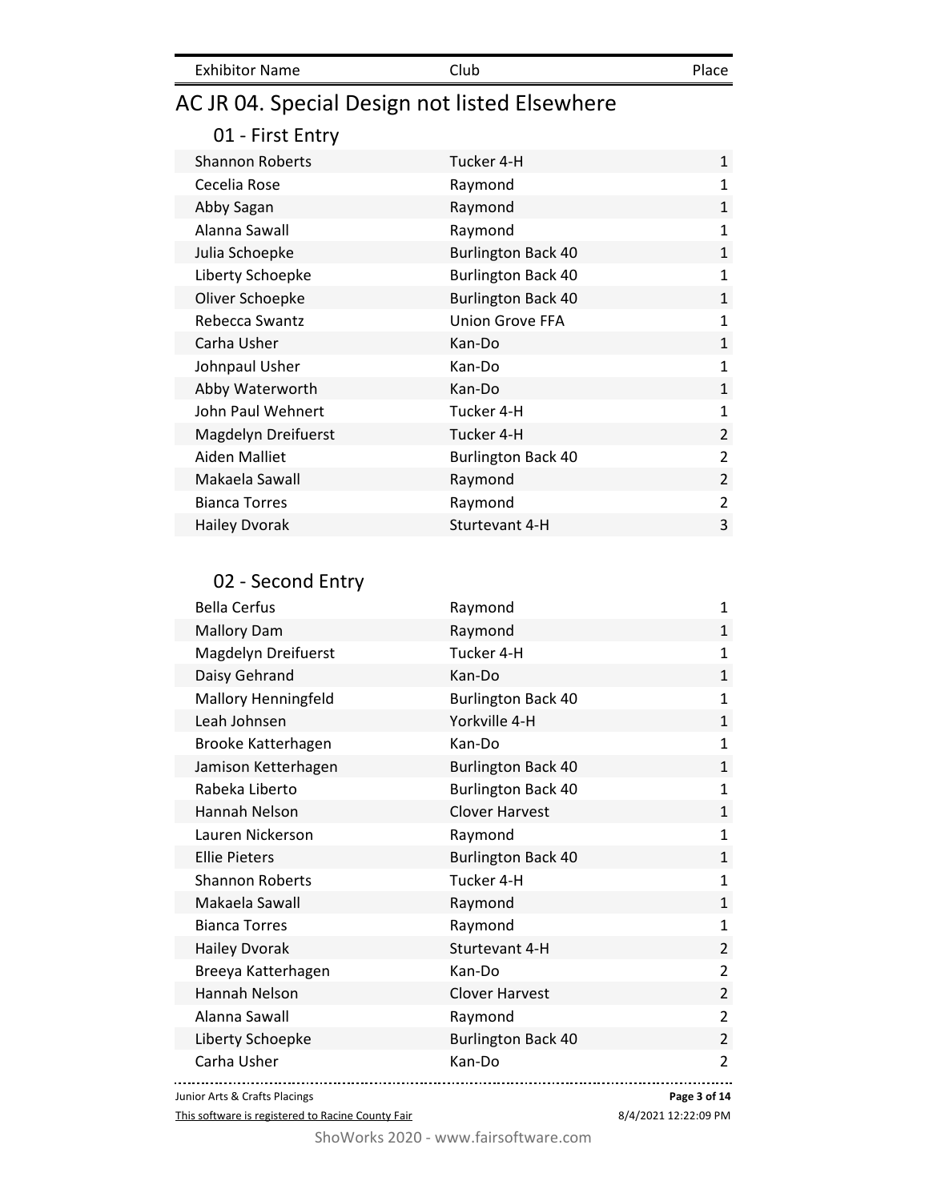| Exhibitor Name | Club | Place |
| --- | --- | --- |

## AC JR 04. Special Design not listed Elsewhere

### 01 - First Entry

| Exhibitor Name | Club | Place |
| --- | --- | --- |
| Shannon Roberts | Tucker 4-H | 1 |
| Cecelia Rose | Raymond | 1 |
| Abby Sagan | Raymond | 1 |
| Alanna Sawall | Raymond | 1 |
| Julia Schoepke | Burlington Back 40 | 1 |
| Liberty Schoepke | Burlington Back 40 | 1 |
| Oliver Schoepke | Burlington Back 40 | 1 |
| Rebecca Swantz | Union Grove FFA | 1 |
| Carha Usher | Kan-Do | 1 |
| Johnpaul Usher | Kan-Do | 1 |
| Abby Waterworth | Kan-Do | 1 |
| John Paul Wehnert | Tucker 4-H | 1 |
| Magdelyn Dreifuerst | Tucker 4-H | 2 |
| Aiden Malliet | Burlington Back 40 | 2 |
| Makaela Sawall | Raymond | 2 |
| Bianca Torres | Raymond | 2 |
| Hailey Dvorak | Sturtevant 4-H | 3 |

### 02 - Second Entry

| Exhibitor Name | Club | Place |
| --- | --- | --- |
| Bella Cerfus | Raymond | 1 |
| Mallory Dam | Raymond | 1 |
| Magdelyn Dreifuerst | Tucker 4-H | 1 |
| Daisy Gehrand | Kan-Do | 1 |
| Mallory Henningfeld | Burlington Back 40 | 1 |
| Leah Johnsen | Yorkville 4-H | 1 |
| Brooke Katterhagen | Kan-Do | 1 |
| Jamison Ketterhagen | Burlington Back 40 | 1 |
| Rabeka Liberto | Burlington Back 40 | 1 |
| Hannah Nelson | Clover Harvest | 1 |
| Lauren Nickerson | Raymond | 1 |
| Ellie Pieters | Burlington Back 40 | 1 |
| Shannon Roberts | Tucker 4-H | 1 |
| Makaela Sawall | Raymond | 1 |
| Bianca Torres | Raymond | 1 |
| Hailey Dvorak | Sturtevant 4-H | 2 |
| Breeya Katterhagen | Kan-Do | 2 |
| Hannah Nelson | Clover Harvest | 2 |
| Alanna Sawall | Raymond | 2 |
| Liberty Schoepke | Burlington Back 40 | 2 |
| Carha Usher | Kan-Do | 2 |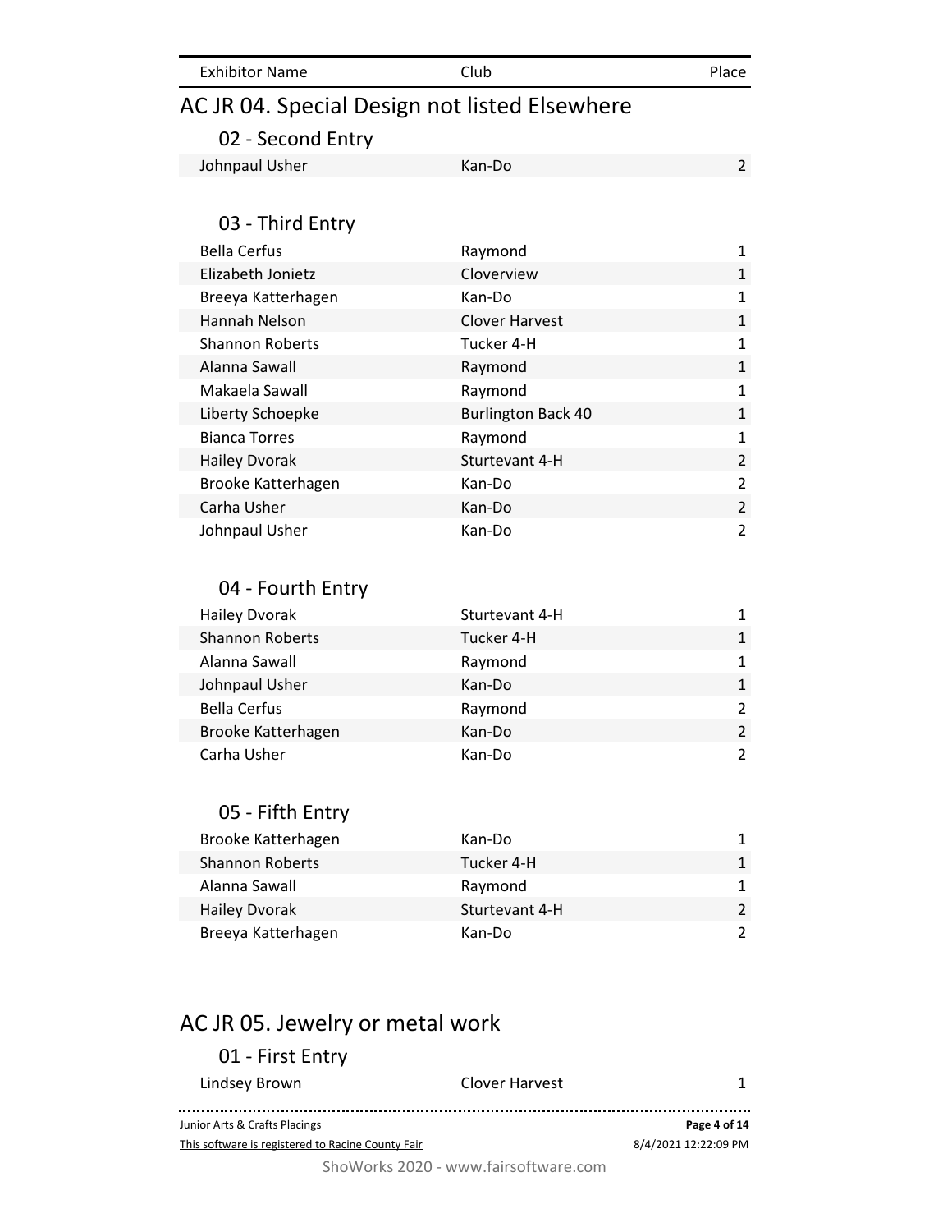| Exhibitor Name | Club | Place |
|---|---|---|

## AC JR 04. Special Design not listed Elsewhere

### 02 - Second Entry

| Exhibitor Name | Club | Place |
|---|---|---|
| Johnpaul Usher | Kan-Do | 2 |

### 03 - Third Entry

| Exhibitor Name | Club | Place |
|---|---|---|
| Bella Cerfus | Raymond | 1 |
| Elizabeth Jonietz | Cloverview | 1 |
| Breeya Katterhagen | Kan-Do | 1 |
| Hannah Nelson | Clover Harvest | 1 |
| Shannon Roberts | Tucker 4-H | 1 |
| Alanna Sawall | Raymond | 1 |
| Makaela Sawall | Raymond | 1 |
| Liberty Schoepke | Burlington Back 40 | 1 |
| Bianca Torres | Raymond | 1 |
| Hailey Dvorak | Sturtevant 4-H | 2 |
| Brooke Katterhagen | Kan-Do | 2 |
| Carha Usher | Kan-Do | 2 |
| Johnpaul Usher | Kan-Do | 2 |

### 04 - Fourth Entry

| Exhibitor Name | Club | Place |
|---|---|---|
| Hailey Dvorak | Sturtevant 4-H | 1 |
| Shannon Roberts | Tucker 4-H | 1 |
| Alanna Sawall | Raymond | 1 |
| Johnpaul Usher | Kan-Do | 1 |
| Bella Cerfus | Raymond | 2 |
| Brooke Katterhagen | Kan-Do | 2 |
| Carha Usher | Kan-Do | 2 |

### 05 - Fifth Entry

| Exhibitor Name | Club | Place |
|---|---|---|
| Brooke Katterhagen | Kan-Do | 1 |
| Shannon Roberts | Tucker 4-H | 1 |
| Alanna Sawall | Raymond | 1 |
| Hailey Dvorak | Sturtevant 4-H | 2 |
| Breeya Katterhagen | Kan-Do | 2 |

## AC JR 05. Jewelry or metal work

### 01 - First Entry

| Exhibitor Name | Club | Place |
|---|---|---|
| Lindsey Brown | Clover Harvest | 1 |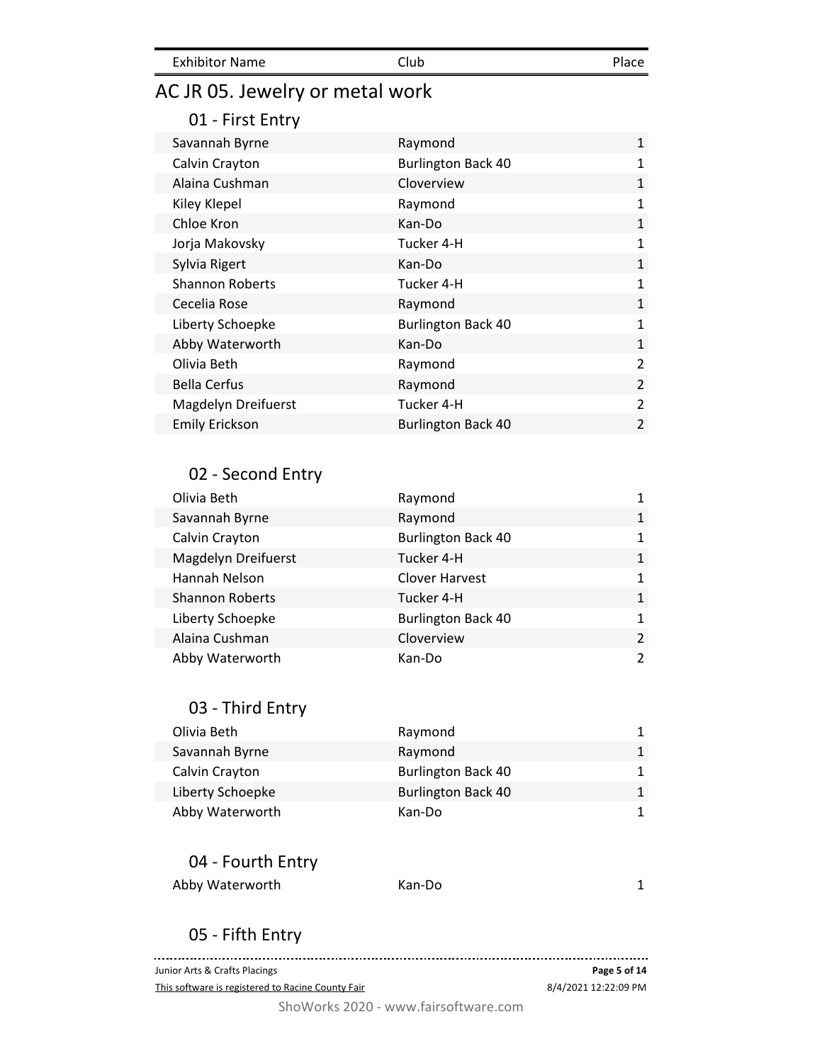| Exhibitor Name | Club | Place |
|---|---|---|

# AC JR 05. Jewelry or metal work

## 01 - First Entry

| Exhibitor Name | Club | Place |
|---|---|---|
| Savannah Byrne | Raymond | 1 |
| Calvin Crayton | Burlington Back 40 | 1 |
| Alaina Cushman | Cloverview | 1 |
| Kiley Klepel | Raymond | 1 |
| Chloe Kron | Kan-Do | 1 |
| Jorja Makovsky | Tucker 4-H | 1 |
| Sylvia Rigert | Kan-Do | 1 |
| Shannon Roberts | Tucker 4-H | 1 |
| Cecelia Rose | Raymond | 1 |
| Liberty Schoepke | Burlington Back 40 | 1 |
| Abby Waterworth | Kan-Do | 1 |
| Olivia Beth | Raymond | 2 |
| Bella Cerfus | Raymond | 2 |
| Magdelyn Dreifuerst | Tucker 4-H | 2 |
| Emily Erickson | Burlington Back 40 | 2 |

## 02 - Second Entry

| Exhibitor Name | Club | Place |
|---|---|---|
| Olivia Beth | Raymond | 1 |
| Savannah Byrne | Raymond | 1 |
| Calvin Crayton | Burlington Back 40 | 1 |
| Magdelyn Dreifuerst | Tucker 4-H | 1 |
| Hannah Nelson | Clover Harvest | 1 |
| Shannon Roberts | Tucker 4-H | 1 |
| Liberty Schoepke | Burlington Back 40 | 1 |
| Alaina Cushman | Cloverview | 2 |
| Abby Waterworth | Kan-Do | 2 |

## 03 - Third Entry

| Exhibitor Name | Club | Place |
|---|---|---|
| Olivia Beth | Raymond | 1 |
| Savannah Byrne | Raymond | 1 |
| Calvin Crayton | Burlington Back 40 | 1 |
| Liberty Schoepke | Burlington Back 40 | 1 |
| Abby Waterworth | Kan-Do | 1 |

## 04 - Fourth Entry

| Exhibitor Name | Club | Place |
|---|---|---|
| Abby Waterworth | Kan-Do | 1 |

## 05 - Fifth Entry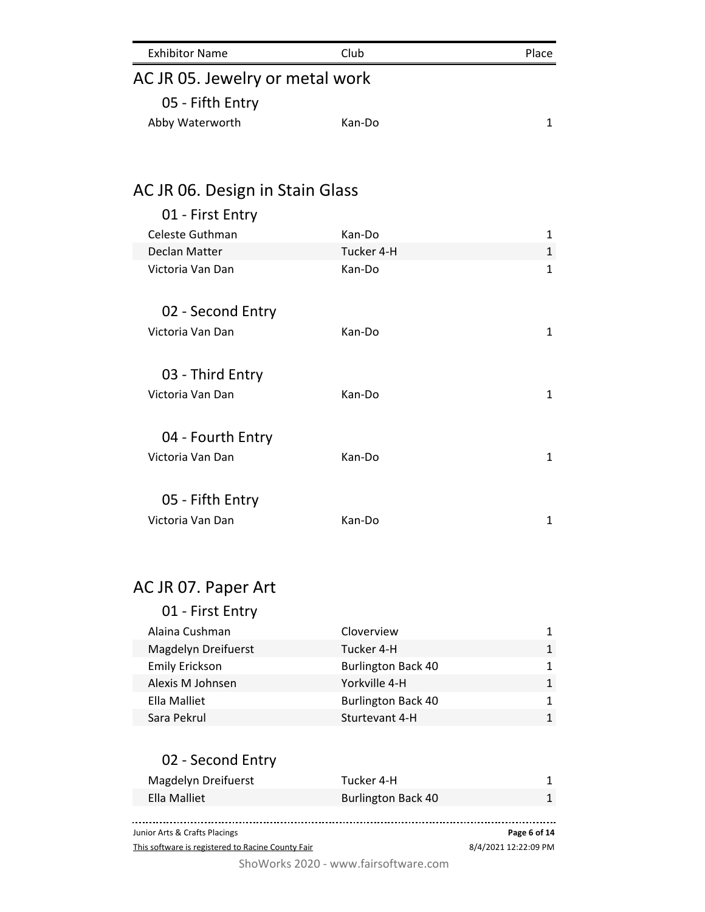| Exhibitor Name | Club | Place |
|---|---|---|

## AC JR 05. Jewelry or metal work

### 05 - Fifth Entry

| Exhibitor Name | Club | Place |
|---|---|---|
| Abby Waterworth | Kan-Do | 1 |

## AC JR 06. Design in Stain Glass

### 01 - First Entry

| Exhibitor Name | Club | Place |
|---|---|---|
| Celeste Guthman | Kan-Do | 1 |
| Declan Matter | Tucker 4-H | 1 |
| Victoria Van Dan | Kan-Do | 1 |

### 02 - Second Entry

| Exhibitor Name | Club | Place |
|---|---|---|
| Victoria Van Dan | Kan-Do | 1 |

### 03 - Third Entry

| Exhibitor Name | Club | Place |
|---|---|---|
| Victoria Van Dan | Kan-Do | 1 |

### 04 - Fourth Entry

| Exhibitor Name | Club | Place |
|---|---|---|
| Victoria Van Dan | Kan-Do | 1 |

### 05 - Fifth Entry

| Exhibitor Name | Club | Place |
|---|---|---|
| Victoria Van Dan | Kan-Do | 1 |

## AC JR 07. Paper Art

### 01 - First Entry

| Exhibitor Name | Club | Place |
|---|---|---|
| Alaina Cushman | Cloverview | 1 |
| Magdelyn Dreifuerst | Tucker 4-H | 1 |
| Emily Erickson | Burlington Back 40 | 1 |
| Alexis M Johnsen | Yorkville 4-H | 1 |
| Ella Malliet | Burlington Back 40 | 1 |
| Sara Pekrul | Sturtevant 4-H | 1 |

### 02 - Second Entry

| Exhibitor Name | Club | Place |
|---|---|---|
| Magdelyn Dreifuerst | Tucker 4-H | 1 |
| Ella Malliet | Burlington Back 40 | 1 |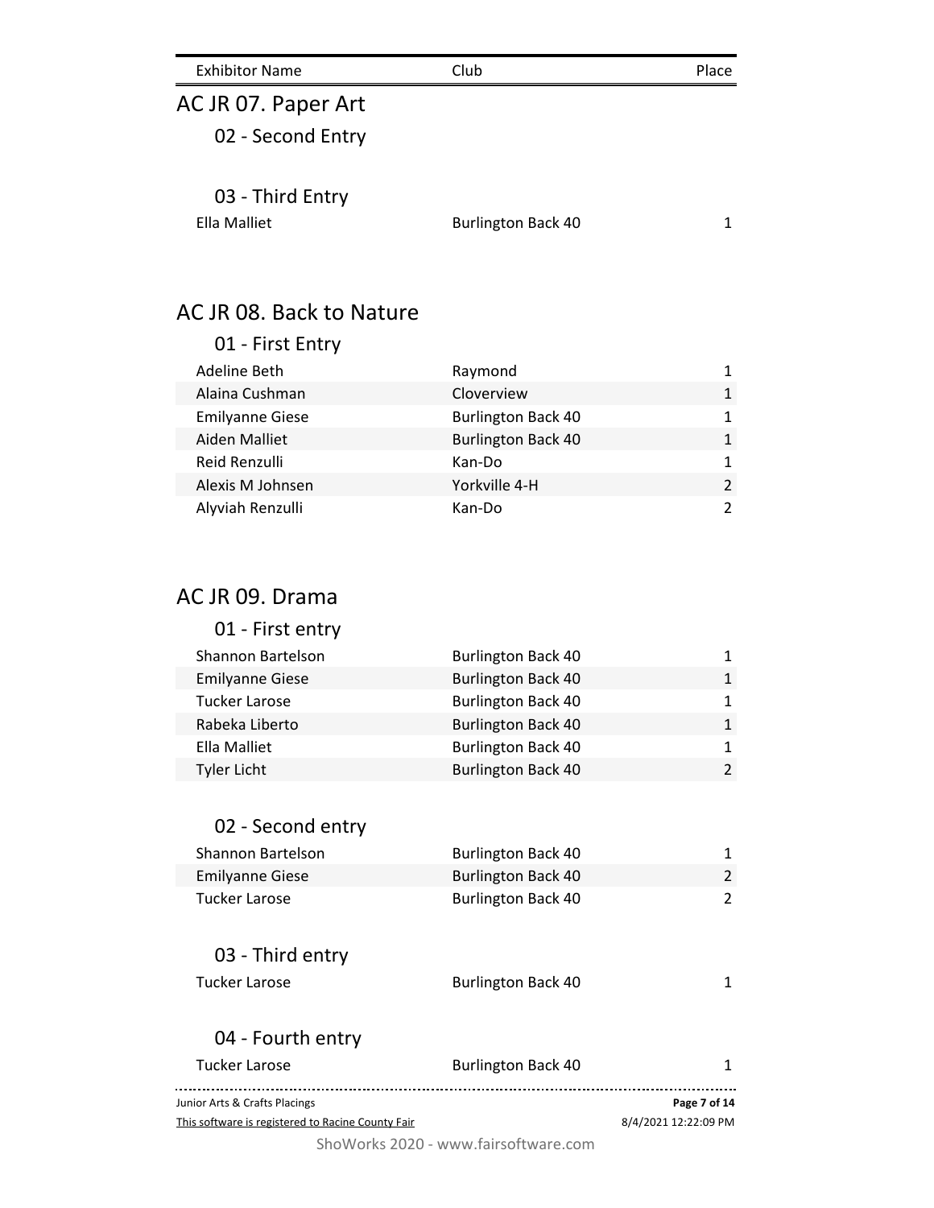| Exhibitor Name | Club | Place |
|---|---|---|

## AC JR 07. Paper Art

### 02 - Second Entry

### 03 - Third Entry

| Exhibitor Name | Club | Place |
|---|---|---|
| Ella Malliet | Burlington Back 40 | 1 |

## AC JR 08. Back to Nature

### 01 - First Entry

| Exhibitor Name | Club | Place |
|---|---|---|
| Adeline Beth | Raymond | 1 |
| Alaina Cushman | Cloverview | 1 |
| Emilyanne Giese | Burlington Back 40 | 1 |
| Aiden Malliet | Burlington Back 40 | 1 |
| Reid Renzulli | Kan-Do | 1 |
| Alexis M Johnsen | Yorkville 4-H | 2 |
| Alyviah Renzulli | Kan-Do | 2 |

## AC JR 09. Drama

### 01 - First entry

| Exhibitor Name | Club | Place |
|---|---|---|
| Shannon Bartelson | Burlington Back 40 | 1 |
| Emilyanne Giese | Burlington Back 40 | 1 |
| Tucker Larose | Burlington Back 40 | 1 |
| Rabeka Liberto | Burlington Back 40 | 1 |
| Ella Malliet | Burlington Back 40 | 1 |
| Tyler Licht | Burlington Back 40 | 2 |

### 02 - Second entry

| Exhibitor Name | Club | Place |
|---|---|---|
| Shannon Bartelson | Burlington Back 40 | 1 |
| Emilyanne Giese | Burlington Back 40 | 2 |
| Tucker Larose | Burlington Back 40 | 2 |

### 03 - Third entry

| Exhibitor Name | Club | Place |
|---|---|---|
| Tucker Larose | Burlington Back 40 | 1 |

### 04 - Fourth entry

| Exhibitor Name | Club | Place |
|---|---|---|
| Tucker Larose | Burlington Back 40 | 1 |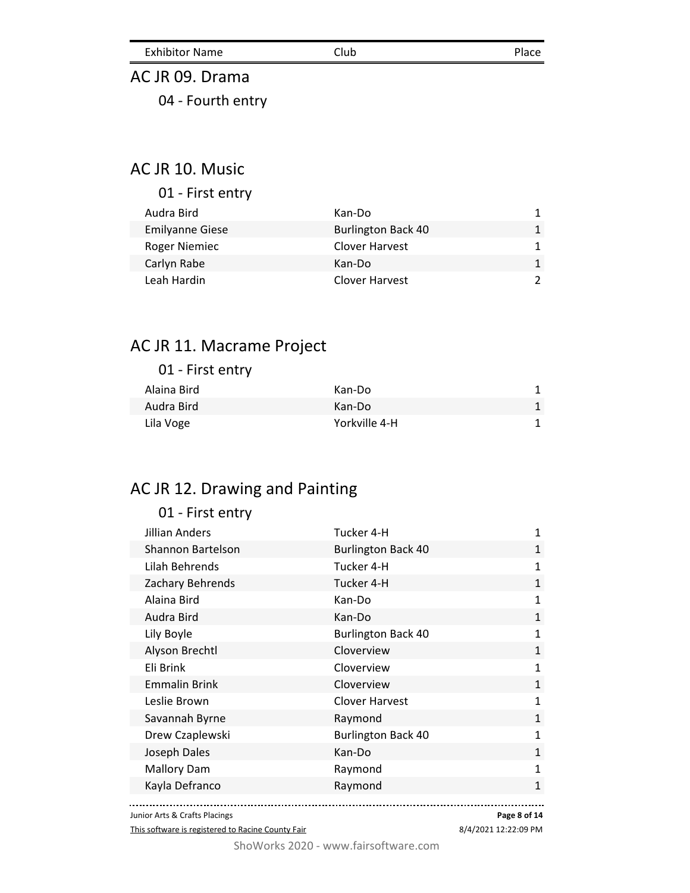| Exhibitor Name | Club | Place |
|---|---|---|

## AC JR 09. Drama

### 04 - Fourth entry

## AC JR 10. Music

### 01 - First entry

| Exhibitor Name | Club | Place |
|---|---|---|
| Audra Bird | Kan-Do | 1 |
| Emilyanne Giese | Burlington Back 40 | 1 |
| Roger Niemiec | Clover Harvest | 1 |
| Carlyn Rabe | Kan-Do | 1 |
| Leah Hardin | Clover Harvest | 2 |

## AC JR 11. Macrame Project

### 01 - First entry

| Exhibitor Name | Club | Place |
|---|---|---|
| Alaina Bird | Kan-Do | 1 |
| Audra Bird | Kan-Do | 1 |
| Lila Voge | Yorkville 4-H | 1 |

## AC JR 12. Drawing and Painting

### 01 - First entry

| Exhibitor Name | Club | Place |
|---|---|---|
| Jillian Anders | Tucker 4-H | 1 |
| Shannon Bartelson | Burlington Back 40 | 1 |
| Lilah Behrends | Tucker 4-H | 1 |
| Zachary Behrends | Tucker 4-H | 1 |
| Alaina Bird | Kan-Do | 1 |
| Audra Bird | Kan-Do | 1 |
| Lily Boyle | Burlington Back 40 | 1 |
| Alyson Brechtl | Cloverview | 1 |
| Eli Brink | Cloverview | 1 |
| Emmalin Brink | Cloverview | 1 |
| Leslie Brown | Clover Harvest | 1 |
| Savannah Byrne | Raymond | 1 |
| Drew Czaplewski | Burlington Back 40 | 1 |
| Joseph Dales | Kan-Do | 1 |
| Mallory Dam | Raymond | 1 |
| Kayla Defranco | Raymond | 1 |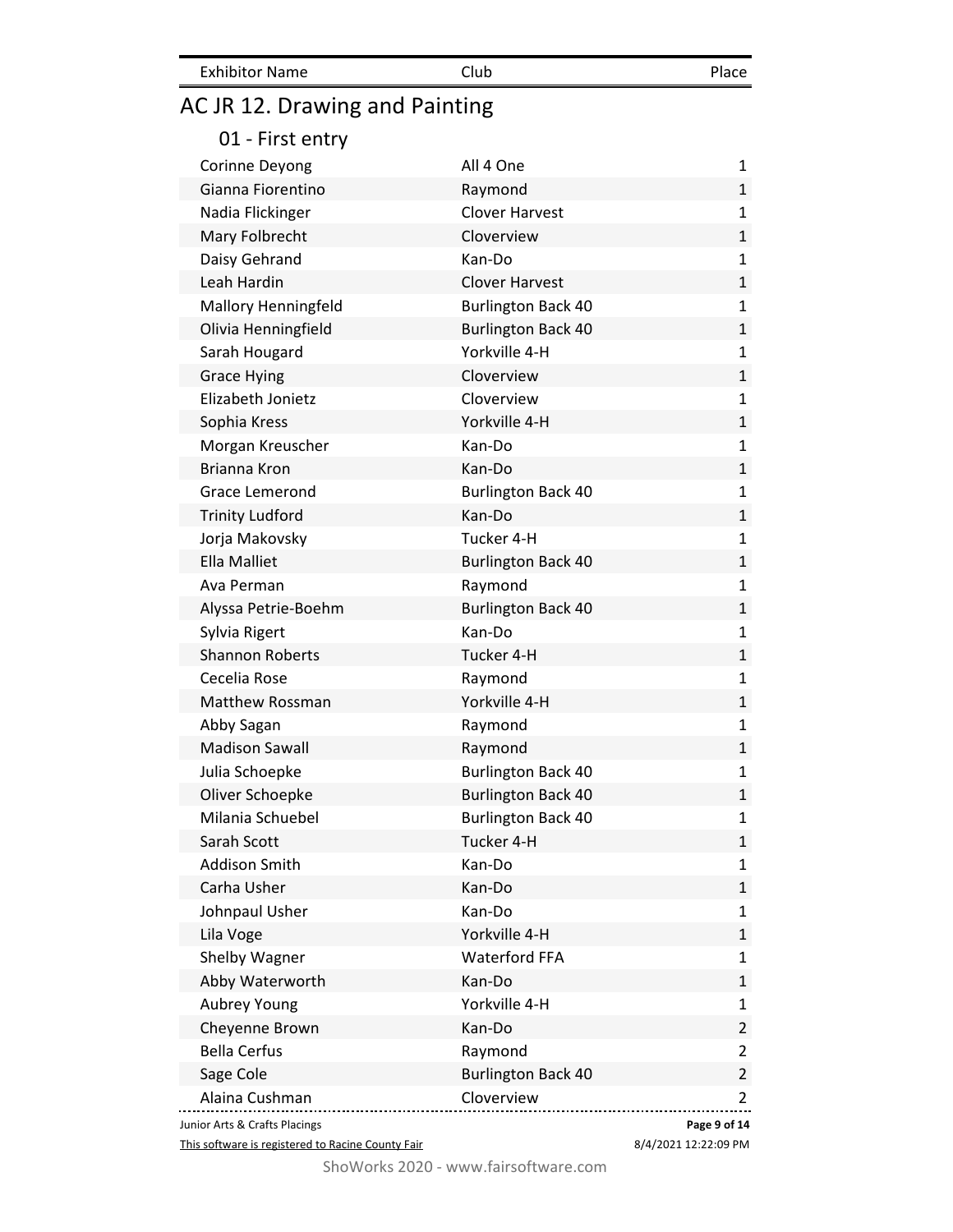| Exhibitor Name | Club | Place |
|---|---|---|

## AC JR 12. Drawing and Painting

### 01 - First entry

| Exhibitor Name | Club | Place |
|---|---|---|
| Corinne Deyong | All 4 One | 1 |
| Gianna Fiorentino | Raymond | 1 |
| Nadia Flickinger | Clover Harvest | 1 |
| Mary Folbrecht | Cloverview | 1 |
| Daisy Gehrand | Kan-Do | 1 |
| Leah Hardin | Clover Harvest | 1 |
| Mallory Henningfeld | Burlington Back 40 | 1 |
| Olivia Henningfield | Burlington Back 40 | 1 |
| Sarah Hougard | Yorkville 4-H | 1 |
| Grace Hying | Cloverview | 1 |
| Elizabeth Jonietz | Cloverview | 1 |
| Sophia Kress | Yorkville 4-H | 1 |
| Morgan Kreuscher | Kan-Do | 1 |
| Brianna Kron | Kan-Do | 1 |
| Grace Lemerond | Burlington Back 40 | 1 |
| Trinity Ludford | Kan-Do | 1 |
| Jorja Makovsky | Tucker 4-H | 1 |
| Ella Malliet | Burlington Back 40 | 1 |
| Ava Perman | Raymond | 1 |
| Alyssa Petrie-Boehm | Burlington Back 40 | 1 |
| Sylvia Rigert | Kan-Do | 1 |
| Shannon Roberts | Tucker 4-H | 1 |
| Cecelia Rose | Raymond | 1 |
| Matthew Rossman | Yorkville 4-H | 1 |
| Abby Sagan | Raymond | 1 |
| Madison Sawall | Raymond | 1 |
| Julia Schoepke | Burlington Back 40 | 1 |
| Oliver Schoepke | Burlington Back 40 | 1 |
| Milania Schuebel | Burlington Back 40 | 1 |
| Sarah Scott | Tucker 4-H | 1 |
| Addison Smith | Kan-Do | 1 |
| Carha Usher | Kan-Do | 1 |
| Johnpaul Usher | Kan-Do | 1 |
| Lila Voge | Yorkville 4-H | 1 |
| Shelby Wagner | Waterford FFA | 1 |
| Abby Waterworth | Kan-Do | 1 |
| Aubrey Young | Yorkville 4-H | 1 |
| Cheyenne Brown | Kan-Do | 2 |
| Bella Cerfus | Raymond | 2 |
| Sage Cole | Burlington Back 40 | 2 |
| Alaina Cushman | Cloverview | 2 |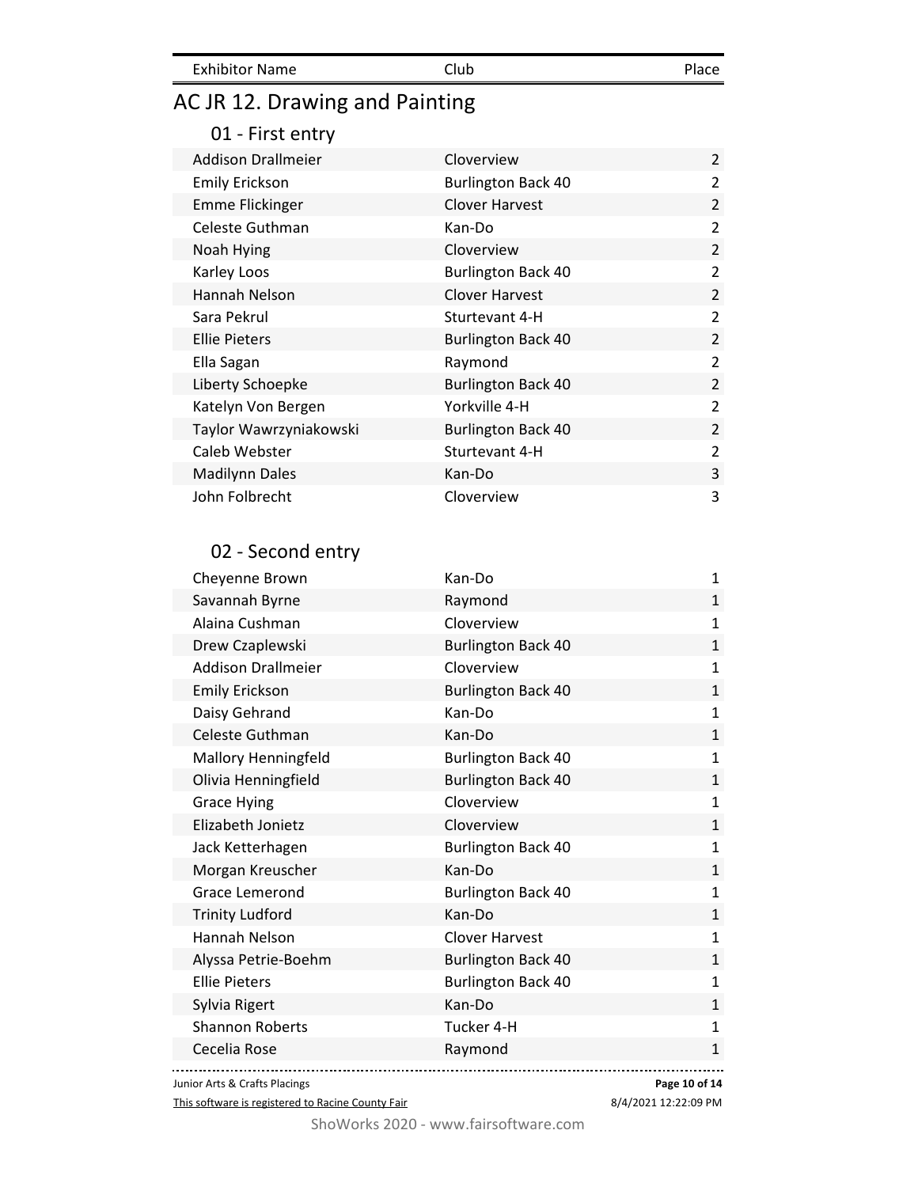| Exhibitor Name | Club | Place |
|---|---|---|

## AC JR 12. Drawing and Painting

### 01 - First entry

| Exhibitor Name | Club | Place |
|---|---|---|
| Addison Drallmeier | Cloverview | 2 |
| Emily Erickson | Burlington Back 40 | 2 |
| Emme Flickinger | Clover Harvest | 2 |
| Celeste Guthman | Kan-Do | 2 |
| Noah Hying | Cloverview | 2 |
| Karley Loos | Burlington Back 40 | 2 |
| Hannah Nelson | Clover Harvest | 2 |
| Sara Pekrul | Sturtevant 4-H | 2 |
| Ellie Pieters | Burlington Back 40 | 2 |
| Ella Sagan | Raymond | 2 |
| Liberty Schoepke | Burlington Back 40 | 2 |
| Katelyn Von Bergen | Yorkville 4-H | 2 |
| Taylor Wawrzyniakowski | Burlington Back 40 | 2 |
| Caleb Webster | Sturtevant 4-H | 2 |
| Madilynn Dales | Kan-Do | 3 |
| John Folbrecht | Cloverview | 3 |

### 02 - Second entry

| Exhibitor Name | Club | Place |
|---|---|---|
| Cheyenne Brown | Kan-Do | 1 |
| Savannah Byrne | Raymond | 1 |
| Alaina Cushman | Cloverview | 1 |
| Drew Czaplewski | Burlington Back 40 | 1 |
| Addison Drallmeier | Cloverview | 1 |
| Emily Erickson | Burlington Back 40 | 1 |
| Daisy Gehrand | Kan-Do | 1 |
| Celeste Guthman | Kan-Do | 1 |
| Mallory Henningfeld | Burlington Back 40 | 1 |
| Olivia Henningfield | Burlington Back 40 | 1 |
| Grace Hying | Cloverview | 1 |
| Elizabeth Jonietz | Cloverview | 1 |
| Jack Ketterhagen | Burlington Back 40 | 1 |
| Morgan Kreuscher | Kan-Do | 1 |
| Grace Lemerond | Burlington Back 40 | 1 |
| Trinity Ludford | Kan-Do | 1 |
| Hannah Nelson | Clover Harvest | 1 |
| Alyssa Petrie-Boehm | Burlington Back 40 | 1 |
| Ellie Pieters | Burlington Back 40 | 1 |
| Sylvia Rigert | Kan-Do | 1 |
| Shannon Roberts | Tucker 4-H | 1 |
| Cecelia Rose | Raymond | 1 |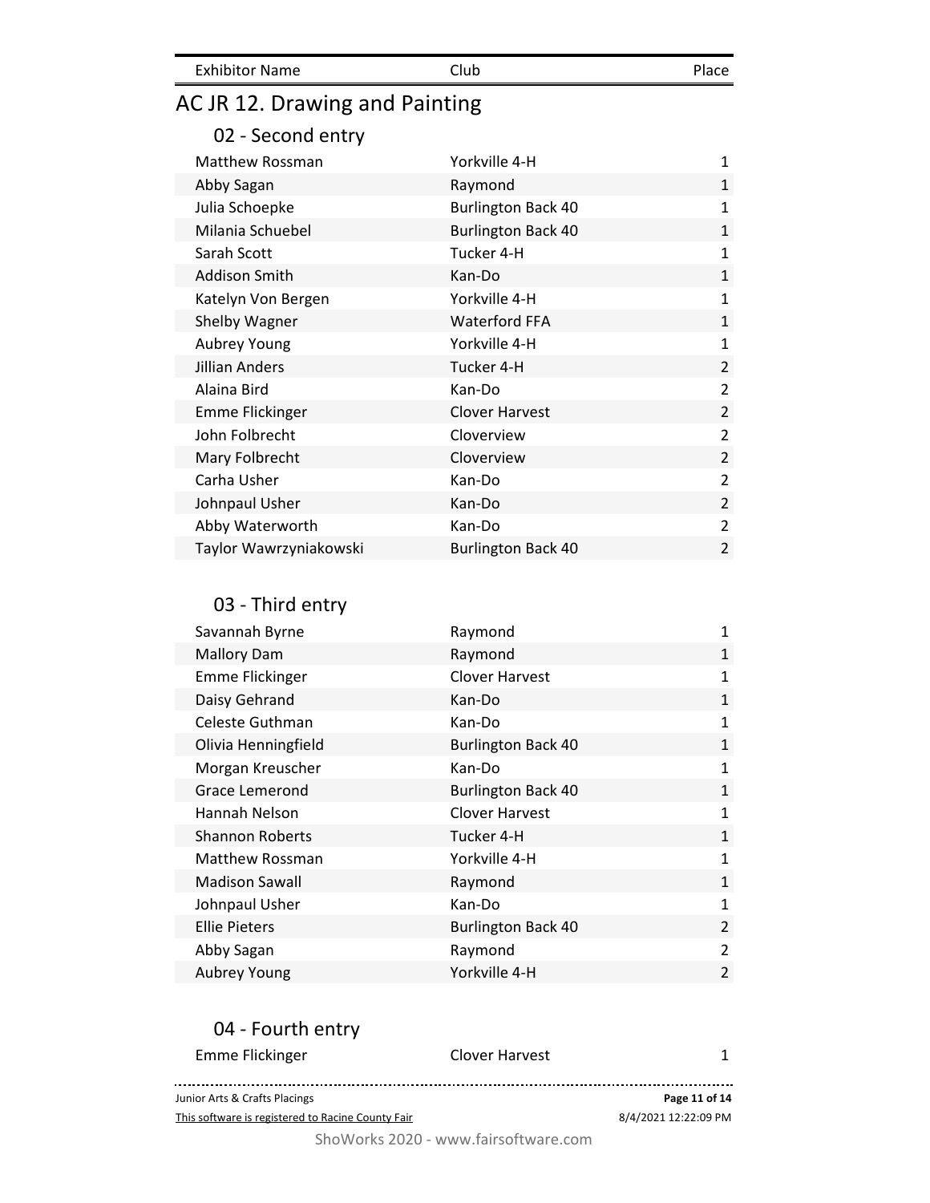| Exhibitor Name | Club | Place |
|---|---|---|

# AC JR 12. Drawing and Painting

## 02 - Second entry

| Exhibitor Name | Club | Place |
|---|---|---|
| Matthew Rossman | Yorkville 4-H | 1 |
| Abby Sagan | Raymond | 1 |
| Julia Schoepke | Burlington Back 40 | 1 |
| Milania Schuebel | Burlington Back 40 | 1 |
| Sarah Scott | Tucker 4-H | 1 |
| Addison Smith | Kan-Do | 1 |
| Katelyn Von Bergen | Yorkville 4-H | 1 |
| Shelby Wagner | Waterford FFA | 1 |
| Aubrey Young | Yorkville 4-H | 1 |
| Jillian Anders | Tucker 4-H | 2 |
| Alaina Bird | Kan-Do | 2 |
| Emme Flickinger | Clover Harvest | 2 |
| John Folbrecht | Cloverview | 2 |
| Mary Folbrecht | Cloverview | 2 |
| Carha Usher | Kan-Do | 2 |
| Johnpaul Usher | Kan-Do | 2 |
| Abby Waterworth | Kan-Do | 2 |
| Taylor Wawrzyniakowski | Burlington Back 40 | 2 |

## 03 - Third entry

| Exhibitor Name | Club | Place |
|---|---|---|
| Savannah Byrne | Raymond | 1 |
| Mallory Dam | Raymond | 1 |
| Emme Flickinger | Clover Harvest | 1 |
| Daisy Gehrand | Kan-Do | 1 |
| Celeste Guthman | Kan-Do | 1 |
| Olivia Henningfield | Burlington Back 40 | 1 |
| Morgan Kreuscher | Kan-Do | 1 |
| Grace Lemerond | Burlington Back 40 | 1 |
| Hannah Nelson | Clover Harvest | 1 |
| Shannon Roberts | Tucker 4-H | 1 |
| Matthew Rossman | Yorkville 4-H | 1 |
| Madison Sawall | Raymond | 1 |
| Johnpaul Usher | Kan-Do | 1 |
| Ellie Pieters | Burlington Back 40 | 2 |
| Abby Sagan | Raymond | 2 |
| Aubrey Young | Yorkville 4-H | 2 |

## 04 - Fourth entry

| Exhibitor Name | Club | Place |
|---|---|---|
| Emme Flickinger | Clover Harvest | 1 |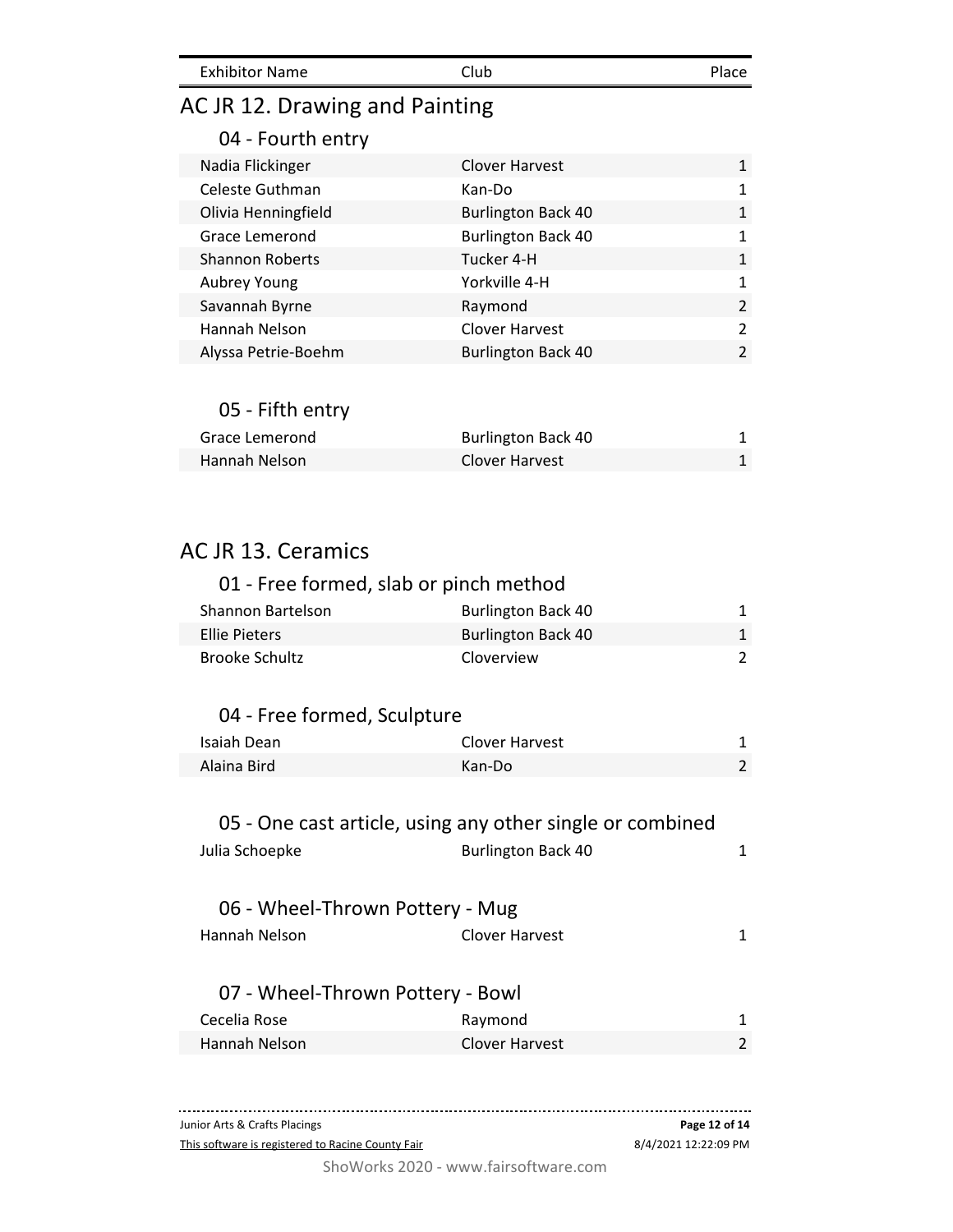| Exhibitor Name | Club | Place |
| --- | --- | --- |

## AC JR 12. Drawing and Painting

### 04 - Fourth entry

| Exhibitor Name | Club | Place |
| --- | --- | --- |
| Nadia Flickinger | Clover Harvest | 1 |
| Celeste Guthman | Kan-Do | 1 |
| Olivia Henningfield | Burlington Back 40 | 1 |
| Grace Lemerond | Burlington Back 40 | 1 |
| Shannon Roberts | Tucker 4-H | 1 |
| Aubrey Young | Yorkville 4-H | 1 |
| Savannah Byrne | Raymond | 2 |
| Hannah Nelson | Clover Harvest | 2 |
| Alyssa Petrie-Boehm | Burlington Back 40 | 2 |

### 05 - Fifth entry

| Exhibitor Name | Club | Place |
| --- | --- | --- |
| Grace Lemerond | Burlington Back 40 | 1 |
| Hannah Nelson | Clover Harvest | 1 |

## AC JR 13. Ceramics

### 01 - Free formed, slab or pinch method

| Exhibitor Name | Club | Place |
| --- | --- | --- |
| Shannon Bartelson | Burlington Back 40 | 1 |
| Ellie Pieters | Burlington Back 40 | 1 |
| Brooke Schultz | Cloverview | 2 |

### 04 - Free formed, Sculpture

| Exhibitor Name | Club | Place |
| --- | --- | --- |
| Isaiah Dean | Clover Harvest | 1 |
| Alaina Bird | Kan-Do | 2 |

### 05 - One cast article, using any other single or combined

| Exhibitor Name | Club | Place |
| --- | --- | --- |
| Julia Schoepke | Burlington Back 40 | 1 |

### 06 - Wheel-Thrown Pottery - Mug

| Exhibitor Name | Club | Place |
| --- | --- | --- |
| Hannah Nelson | Clover Harvest | 1 |

### 07 - Wheel-Thrown Pottery - Bowl

| Exhibitor Name | Club | Place |
| --- | --- | --- |
| Cecelia Rose | Raymond | 1 |
| Hannah Nelson | Clover Harvest | 2 |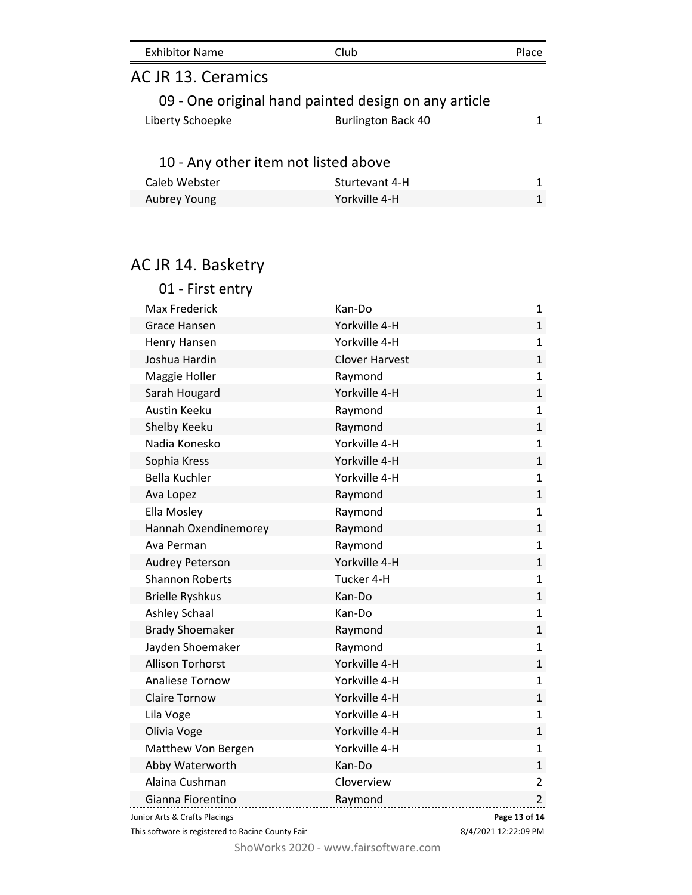| Exhibitor Name | Club | Place |
| --- | --- | --- |

## AC JR 13. Ceramics

### 09 - One original hand painted design on any article

| Exhibitor Name | Club | Place |
| --- | --- | --- |
| Liberty Schoepke | Burlington Back 40 | 1 |

### 10 - Any other item not listed above

| Exhibitor Name | Club | Place |
| --- | --- | --- |
| Caleb Webster | Sturtevant 4-H | 1 |
| Aubrey Young | Yorkville 4-H | 1 |

## AC JR 14. Basketry

### 01 - First entry

| Exhibitor Name | Club | Place |
| --- | --- | --- |
| Max Frederick | Kan-Do | 1 |
| Grace Hansen | Yorkville 4-H | 1 |
| Henry Hansen | Yorkville 4-H | 1 |
| Joshua Hardin | Clover Harvest | 1 |
| Maggie Holler | Raymond | 1 |
| Sarah Hougard | Yorkville 4-H | 1 |
| Austin Keeku | Raymond | 1 |
| Shelby Keeku | Raymond | 1 |
| Nadia Konesko | Yorkville 4-H | 1 |
| Sophia Kress | Yorkville 4-H | 1 |
| Bella Kuchler | Yorkville 4-H | 1 |
| Ava Lopez | Raymond | 1 |
| Ella Mosley | Raymond | 1 |
| Hannah Oxendinemorey | Raymond | 1 |
| Ava Perman | Raymond | 1 |
| Audrey Peterson | Yorkville 4-H | 1 |
| Shannon Roberts | Tucker 4-H | 1 |
| Brielle Ryshkus | Kan-Do | 1 |
| Ashley Schaal | Kan-Do | 1 |
| Brady Shoemaker | Raymond | 1 |
| Jayden Shoemaker | Raymond | 1 |
| Allison Torhorst | Yorkville 4-H | 1 |
| Analiese Tornow | Yorkville 4-H | 1 |
| Claire Tornow | Yorkville 4-H | 1 |
| Lila Voge | Yorkville 4-H | 1 |
| Olivia Voge | Yorkville 4-H | 1 |
| Matthew Von Bergen | Yorkville 4-H | 1 |
| Abby Waterworth | Kan-Do | 1 |
| Alaina Cushman | Cloverview | 2 |
| Gianna Fiorentino | Raymond | 2 |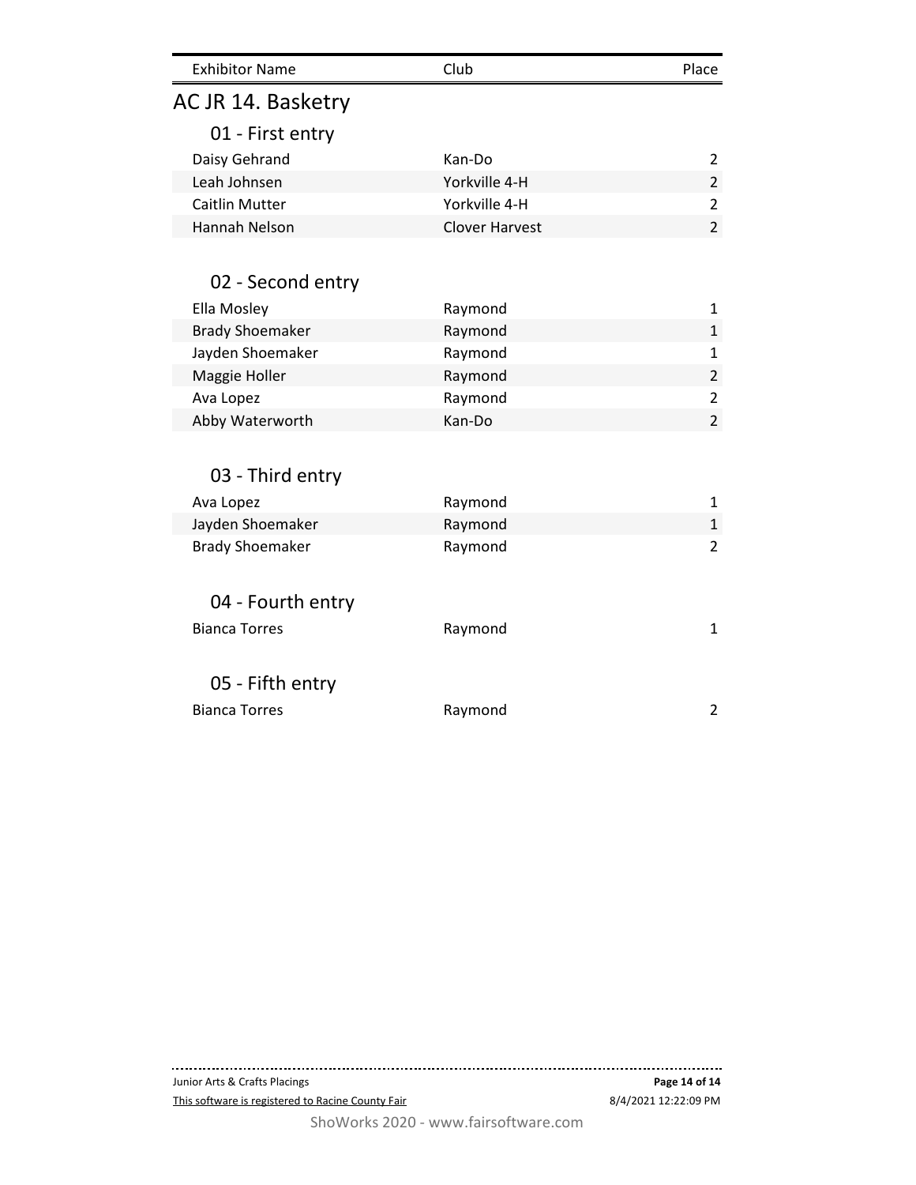| Exhibitor Name | Club | Place |
| --- | --- | --- |

# AC JR 14. Basketry

## 01 - First entry

| Exhibitor Name | Club | Place |
| --- | --- | --- |
| Daisy Gehrand | Kan-Do | 2 |
| Leah Johnsen | Yorkville 4-H | 2 |
| Caitlin Mutter | Yorkville 4-H | 2 |
| Hannah Nelson | Clover Harvest | 2 |

## 02 - Second entry

| Exhibitor Name | Club | Place |
| --- | --- | --- |
| Ella Mosley | Raymond | 1 |
| Brady Shoemaker | Raymond | 1 |
| Jayden Shoemaker | Raymond | 1 |
| Maggie Holler | Raymond | 2 |
| Ava Lopez | Raymond | 2 |
| Abby Waterworth | Kan-Do | 2 |

## 03 - Third entry

| Exhibitor Name | Club | Place |
| --- | --- | --- |
| Ava Lopez | Raymond | 1 |
| Jayden Shoemaker | Raymond | 1 |
| Brady Shoemaker | Raymond | 2 |

## 04 - Fourth entry

| Exhibitor Name | Club | Place |
| --- | --- | --- |
| Bianca Torres | Raymond | 1 |

## 05 - Fifth entry

| Exhibitor Name | Club | Place |
| --- | --- | --- |
| Bianca Torres | Raymond | 2 |